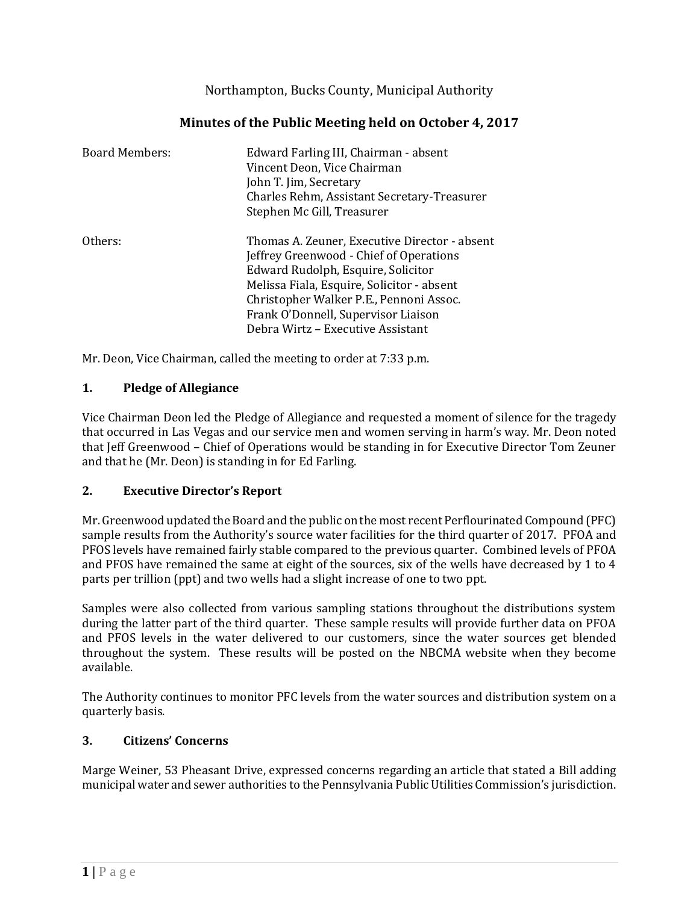Northampton, Bucks County, Municipal Authority

## Minutes of the Public Meeting held on October 4, 2017

Board Members:
- Edward Farling III, Chairman - absent
- Vincent Deon, Vice Chairman
- John T. Jim, Secretary
- Charles Rehm, Assistant Secretary-Treasurer
- Stephen Mc Gill, Treasurer

Others:
- Thomas A. Zeuner, Executive Director - absent
- Jeffrey Greenwood - Chief of Operations
- Edward Rudolph, Esquire, Solicitor
- Melissa Fiala, Esquire, Solicitor - absent
- Christopher Walker P.E., Pennoni Assoc.
- Frank O'Donnell, Supervisor Liaison
- Debra Wirtz – Executive Assistant

Mr. Deon, Vice Chairman, called the meeting to order at 7:33 p.m.

### 1. Pledge of Allegiance

Vice Chairman Deon led the Pledge of Allegiance and requested a moment of silence for the tragedy that occurred in Las Vegas and our service men and women serving in harm's way. Mr. Deon noted that Jeff Greenwood – Chief of Operations would be standing in for Executive Director Tom Zeuner and that he (Mr. Deon) is standing in for Ed Farling.

### 2. Executive Director's Report

Mr. Greenwood updated the Board and the public on the most recent Perflourinated Compound (PFC) sample results from the Authority's source water facilities for the third quarter of 2017. PFOA and PFOS levels have remained fairly stable compared to the previous quarter. Combined levels of PFOA and PFOS have remained the same at eight of the sources, six of the wells have decreased by 1 to 4 parts per trillion (ppt) and two wells had a slight increase of one to two ppt.

Samples were also collected from various sampling stations throughout the distributions system during the latter part of the third quarter. These sample results will provide further data on PFOA and PFOS levels in the water delivered to our customers, since the water sources get blended throughout the system. These results will be posted on the NBCMA website when they become available.

The Authority continues to monitor PFC levels from the water sources and distribution system on a quarterly basis.

### 3. Citizens' Concerns

Marge Weiner, 53 Pheasant Drive, expressed concerns regarding an article that stated a Bill adding municipal water and sewer authorities to the Pennsylvania Public Utilities Commission's jurisdiction.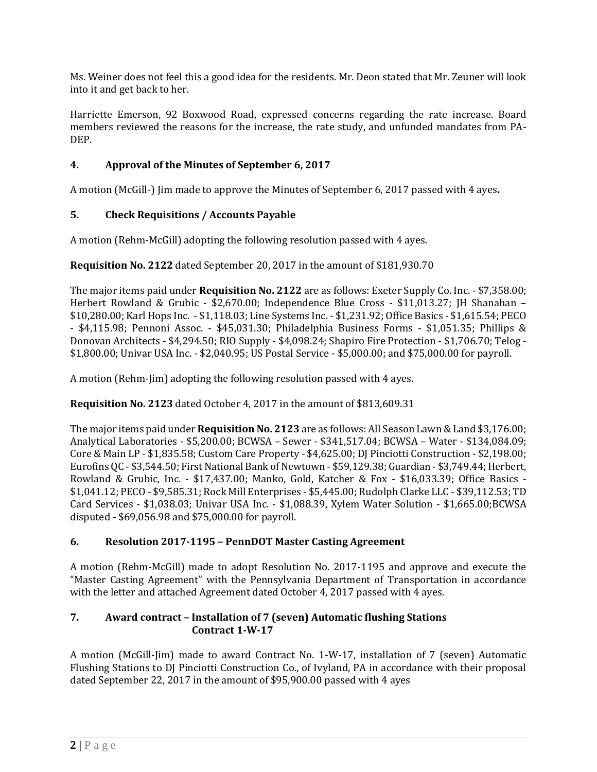Ms. Weiner does not feel this a good idea for the residents. Mr. Deon stated that Mr. Zeuner will look into it and get back to her.

Harriette Emerson, 92 Boxwood Road, expressed concerns regarding the rate increase. Board members reviewed the reasons for the increase, the rate study, and unfunded mandates from PA-DEP.

## 4. Approval of the Minutes of September 6, 2017

A motion (McGill-) Jim made to approve the Minutes of September 6, 2017 passed with 4 ayes**.**

## 5. Check Requisitions / Accounts Payable

A motion (Rehm-McGill) adopting the following resolution passed with 4 ayes.

**Requisition No. 2122** dated September 20, 2017 in the amount of $181,930.70

The major items paid under **Requisition No. 2122** are as follows: Exeter Supply Co. Inc. - $7,358.00; Herbert Rowland & Grubic - $2,670.00; Independence Blue Cross - $11,013.27; JH Shanahan – $10,280.00; Karl Hops Inc. - $1,118.03; Line Systems Inc. - $1,231.92; Office Basics - $1,615.54; PECO - $4,115.98; Pennoni Assoc. - $45,031.30; Philadelphia Business Forms - $1,051.35; Phillips & Donovan Architects - $4,294.50; RIO Supply - $4,098.24; Shapiro Fire Protection - $1,706.70; Telog - $1,800.00; Univar USA Inc. - $2,040.95; US Postal Service - $5,000.00; and $75,000.00 for payroll.

A motion (Rehm-Jim) adopting the following resolution passed with 4 ayes.

**Requisition No. 2123** dated October 4, 2017 in the amount of $813,609.31

The major items paid under **Requisition No. 2123** are as follows: All Season Lawn & Land $3,176.00; Analytical Laboratories - $5,200.00; BCWSA – Sewer - $341,517.04; BCWSA – Water - $134,084.09; Core & Main LP - $1,835.58; Custom Care Property - $4,625.00; DJ Pinciotti Construction - $2,198.00; Eurofins QC - $3,544.50; First National Bank of Newtown - $59,129.38; Guardian - $3,749.44; Herbert, Rowland & Grubic, Inc. - $17,437.00; Manko, Gold, Katcher & Fox - $16,033.39; Office Basics - $1,041.12; PECO - $9,585.31; Rock Mill Enterprises - $5,445.00; Rudolph Clarke LLC - $39,112.53; TD Card Services - $1,038.03; Univar USA Inc. - $1,088.39, Xylem Water Solution - $1,665.00;BCWSA disputed - $69,056.98 and $75,000.00 for payroll.

## 6. Resolution 2017-1195 – PennDOT Master Casting Agreement

A motion (Rehm-McGill) made to adopt Resolution No. 2017-1195 and approve and execute the "Master Casting Agreement" with the Pennsylvania Department of Transportation in accordance with the letter and attached Agreement dated October 4, 2017 passed with 4 ayes.

## 7. Award contract – Installation of 7 (seven) Automatic flushing Stations Contract 1-W-17

A motion (McGill-Jim) made to award Contract No. 1-W-17, installation of 7 (seven) Automatic Flushing Stations to DJ Pinciotti Construction Co., of Ivyland, PA in accordance with their proposal dated September 22, 2017 in the amount of $95,900.00 passed with 4 ayes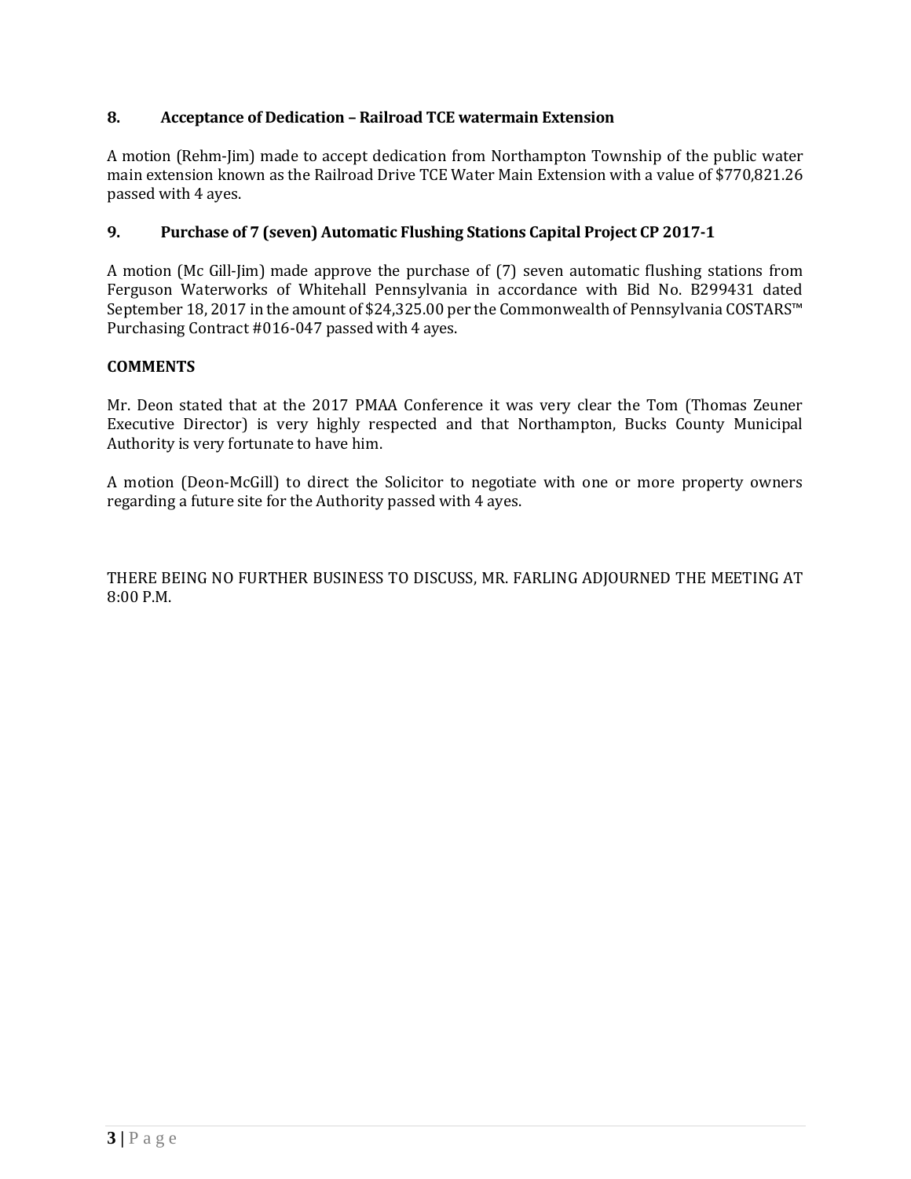**8. Acceptance of Dedication – Railroad TCE watermain Extension**

A motion (Rehm-Jim) made to accept dedication from Northampton Township of the public water main extension known as the Railroad Drive TCE Water Main Extension with a value of $770,821.26 passed with 4 ayes.

**9. Purchase of 7 (seven) Automatic Flushing Stations Capital Project CP 2017-1**

A motion (Mc Gill-Jim) made approve the purchase of (7) seven automatic flushing stations from Ferguson Waterworks of Whitehall Pennsylvania in accordance with Bid No. B299431 dated September 18, 2017 in the amount of $24,325.00 per the Commonwealth of Pennsylvania COSTARS™ Purchasing Contract #016-047 passed with 4 ayes.

**COMMENTS**

Mr. Deon stated that at the 2017 PMAA Conference it was very clear the Tom (Thomas Zeuner Executive Director) is very highly respected and that Northampton, Bucks County Municipal Authority is very fortunate to have him.

A motion (Deon-McGill) to direct the Solicitor to negotiate with one or more property owners regarding a future site for the Authority passed with 4 ayes.

THERE BEING NO FURTHER BUSINESS TO DISCUSS, MR. FARLING ADJOURNED THE MEETING AT 8:00 P.M.